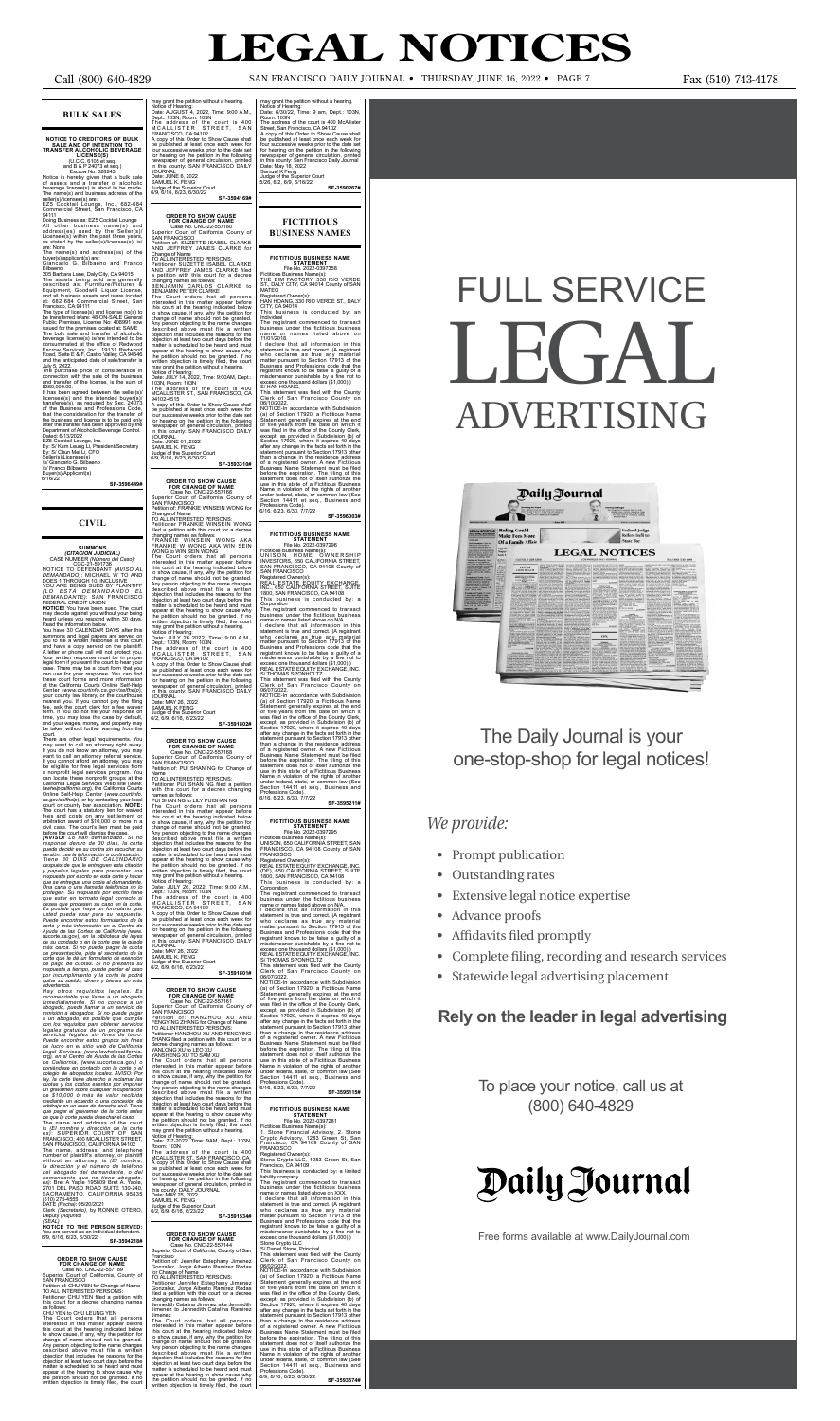# LEGAL NOTICES

Call (800) 640-4829 SAN FRANCISCO DAILY JOURNAL • THURSDAY, JUNE 16, 2022 • PAGE 7 Fax (510) 743-4178

## BULK SALES

**NOTICE TO CREDITORS OF BULK SALE AND OF INTENTION TO TRANSFER ALCOHOLIC BEVERAGE LICENSE(S)**
(U.C.C. 6105 et seq. and B & P 24073 et seq.)
Escrow No. 19-43243

Notice is hereby given that a bulk sale of assets and a transfer of alcoholic beverage license(s) is about to be made. The name(s) and business address of the seller(s)/licensee(s) are: EZS Cocktail Lounge, Inc., 682-684 Commercial Street, San Francisco, CA 94111

Doing Business as: EZS Cocktail Lounge

All other business name(s) and address(es) used by the Seller(s)/Licensee(s) within the past three years, as stated by the seller(s)/licensee(s), is/are: None

The name(s) and address(es) of the buyer(s)/applicant(s) are: Giancarlo G. Bilbaeno and Franco Bilbaeno
395 Barbara Lane, Daly City, CA 94015

The assets being sold are generally described as: Furniture/Fixtures & Equipment, Goodwill, Liquor License, and all business assets and is/are located at: 682-684 Commercial Street, San Francisco, CA 94111

The type of license(s) and license no(s) to be transferred is/are: 48-ON-SALE General Public Premises, License No: 406991 now issued for the premises located at: SAME

The bulk sale and transfer of alcoholic beverage license(s) is/are intended to be consummated at the office of Redwood Escrow Services, Inc., 19131 Redwood Road, Suite E & F, Castro Valley, CA 94546 and the anticipated date of sale/transfer is July 5, 2022.

The purchase price or consideration in connection with the sale of the business and transfer of the license, is the sum of $350,000.00.

It has been agreed between the seller(s)/licensee(s) and the intended buyer(s)/transferee(s), as required by Sec. 24073 of the Business and Professions Code, that the consideration for the transfer of the business and license is to be paid only after the transfer has been approved by the Department of Alcoholic Beverage Control.

Dated: 6/13/2022
EZS Cocktail Lounge, Inc.
By: S/ Kam Leung Li, President/Secretary
By: S/ Chun Mei Li, CFO
Seller(s)/Licensee(s)
/s/ Giancarlo G. Bilbaeno
/s/ Franco Bilbaeno
Buyer(s)/Applicant(s)
6/16/22

**SF-3596449#**

## CIVIL

**SUMMONS**
*(CITACION JUDICIAL)*
CASE NUMBER (Número del Caso): CGC-21-597736

NOTICE TO DEFENDANT: *(AVISO AL DEMANDADO)*: MICHAEL W TO AND DOES 1 THROUGH 10, INCLUSIVE
YOU ARE BEING SUED BY PLAINTIFF *(LO ESTÁ DEMANDANDO EL DEMANDANTE)*: SAN FRANCISCO FEDERAL CREDIT UNION

**NOTICE!** You have been sued. The court may decide against you without your being heard unless you respond within 30 days. Read the information below.

You have 30 CALENDAR DAYS after this summons and legal papers are served on you to file a written response at this court and have a copy served on the plaintiff. A letter or phone call will not protect you. Your written response must be in proper legal form if you want the court to hear your case. There may be a court form that you can use for your response. You can find these court forms and more information at the California Courts Online Self-Help Center (www.courtinfo.ca.gov/selfhelp), your county law library, or the courthouse nearest you. If you cannot pay the filing fee, ask the court clerk for a fee waiver form. If you do not file your response on time, you may lose the case by default, and your wages, money, and property may be taken without further warning from the court.

There are other legal requirements. You may want to call an attorney right away. If you do not know an attorney, you may want to call an attorney referral service. If you cannot afford an attorney, you may be eligible for free legal services from a nonprofit legal services program. You can locate these nonprofit groups at the California Legal Services Web site (www.lawhelpcalifornia.org), the California Courts Online Self-Help Center (www.courtinfo.ca.gov/selfhelp), or by contacting your local court or county bar association. **NOTE:** The court has a statutory lien for waived fees and costs on any settlement or arbitration award of $10,000 or more in a civil case. The court's lien must be paid before the court will dismiss the case.

*¡AVISO! Lo han demandado. Si no responde dentro de 30 días, la corte puede decidir en su contra sin escuchar su versión. Lea la información a continuación.*
*Tiene 30 DÍAS DE CALENDARIO después de que le entreguen esta citación y papeles legales para presentar una respuesta por escrito en esta corte y hacer que se entregue una copia al demandante. Una carta o una llamada telefónica no lo protegen. Su respuesta por escrito tiene que estar en formato legal correcto si desea que procesen su caso en la corte. Es posible que haya un formulario que usted pueda usar para su respuesta. Puede encontrar estos formularios de la corte y más información en el Centro de Ayuda de las Cortes de California (www.sucorte.ca.gov), en la biblioteca de leyes de su condado o en la corte que le quede más cerca. Si no puede pagar la cuota de presentación, pida al secretario de la corte que le dé un formulario de exención de pago de cuotas. Si no presenta su respuesta a tiempo, puede perder el caso por incumplimiento y la corte le podrá quitar su sueldo, dinero y bienes sin más advertencia.*
*Hay otros requisitos legales. Es recomendable que llame a un abogado inmediatamente. Si no conoce a un abogado, puede llamar a un servicio de remisión a abogados. Si no puede pagar a un abogado, es posible que cumpla con los requisitos para obtener servicios legales gratuitos de un programa de servicios legales sin fines de lucro. Puede encontrar estos grupos sin fines de lucro en el sitio web de California Legal Services, (www.lawhelpcalifornia.org), en el Centro de Ayuda de las Cortes de California, (www.sucorte.ca.gov) o poniéndose en contacto con la corte o el colegio de abogados locales. AVISO: Por ley, la corte tiene derecho a reclamar las cuotas y los costos exentos por imponer un gravamen sobre cualquier recuperación de $10,000 ó más de valor recibida mediante un acuerdo o una concesión de arbitraje en un caso de derecho civil. Tiene que pagar el gravamen de la corte antes de que la corte pueda desechar el caso.*

The name and address of the court is *(El nombre y dirección de la corte es)*: SUPERIOR COURT OF SAN FRANCISCO, 400 MCALLISTER STREET, SAN FRANCISCO, CALIFORNIA 94102

The name, address, and telephone number of plaintiff's attorney, or plaintiff without an attorney, is *(El nombre, la dirección y el número de teléfono del abogado del demandante, o del demandante que no tiene abogado, es)*: Bret A Yaple 190809 Bret A. Yaple, 2701 DEL PASO ROAD SUITE 130-240, SACRAMENTO, CALIFORNIA 95835 (510) 275-4555

DATE (Fecha): 05/20/2021
Clerk (Secretario), by RONNIE OTERO, Deputy (Adjunto)
(SEAL)

**NOTICE TO THE PERSON SERVED:** You are served as an individual defendant.
6/9, 6/16, 6/23, 6/30/22

**SF-3594218#**

**ORDER TO SHOW CAUSE FOR CHANGE OF NAME**
Case No. CNC-22-557189
Superior Court of California, County of SAN FRANCISCO
Petition of: CHU YEN for Change of Name
TO ALL INTERESTED PERSONS:
Petitioner CHU YEN filed a petition with this court for a decree changing names as follows:
CHU YEN to CHU LEUNG YEN

The Court orders that all persons interested in this matter appear before this court at the hearing indicated below to show cause, if any, why the petition for change of name should not be granted. Any person objecting to the name changes described above must file a written objection that includes the reasons for the objection at least two court days before the matter is scheduled to be heard and must appear at the hearing to show cause why the petition should not be granted. If no written objection is timely filed, the court may grant the petition without a hearing.

Notice of Hearing:
Date: AUGUST 4, 2022, Time: 9:00 A.M., Dept.: 103N, Room: 103N
The address of the court is 400 MCALLISTER STREET, SAN FRANCISCO, CA 94102

A copy of this Order to Show Cause shall be published at least once each week for four successive weeks prior to the date set for hearing on the petition in the following newspaper of general circulation, printed in this county: SAN FRANCISCO DAILY JOURNAL
Date: JUNE 6, 2022
SAMUEL K. FENG
Judge of the Superior Court
6/9, 6/16, 6/23, 6/30/22

**SF-3594169#**

**ORDER TO SHOW CAUSE FOR CHANGE OF NAME**
Case No. CNC-22-557180
Superior Court of California, County of SAN FRANCISCO
Petition of: SUZETTE ISABEL CLARKE AND JEFFREY JAMES CLARKE for Change of Name
TO ALL INTERESTED PERSONS:
Petitioner SUZETTE ISABEL CLARKE AND JEFFREY JAMES CLARKE filed a petition with this court for a decree changing names as follows:
BENJAMIN CARLOS CLARKE to BENJAMIN PETER CLARKE

The Court orders that all persons interested in this matter appear before this court at the hearing indicated below to show cause, if any, why the petition for change of name should not be granted. Any person objecting to the name changes described above must file a written objection that includes the reasons for the objection at least two court days before the matter is scheduled to be heard and must appear at the hearing to show cause why the petition should not be granted. If no written objection is timely filed, the court may grant the petition without a hearing.

Notice of Hearing:
Date: JULY 14, 2022, Time: 9:00AM, Dept.: 103N, Room: 103N
The address of the court is 400 MCALLISTER ST, SAN FRANCISCO, CA 94102-4515

A copy of this Order to Show Cause shall be published at least once each week for four successive weeks prior to the date set for hearing on the petition in the following newspaper of general circulation, printed in this county: SAN FRANCISCO DAILY JOURNAL
Date: JUNE 01, 2022
SAMUEL K. FENG
Judge of the Superior Court
6/9, 6/16, 6/23, 6/30/22

**SF-3593310#**

**ORDER TO SHOW CAUSE FOR CHANGE OF NAME**
Case No. CNC-22-557166
Superior Court of California, County of SAN FRANCISCO
Petition of: FRANKIE WINSEIN WONG for Change of Name
TO ALL INTERESTED PERSONS:
Petitioner FRANKIE WINSEIN WONG filed a petition with this court for a decree changing names as follows:
FRANKIE WINSEIN WONG AKA FRANKIE W WONG AKA WIN SEIN WONG to WIN SEIN WONG

The Court orders that all persons interested in this matter appear before this court at the hearing indicated below to show cause, if any, why the petition for change of name should not be granted. Any person objecting to the name changes described above must file a written objection that includes the reasons for the objection at least two court days before the matter is scheduled to be heard and must appear at the hearing to show cause why the petition should not be granted. If no written objection is timely filed, the court may grant the petition without a hearing.

Notice of Hearing:
Date: JULY 26, 2022, Time: 9:00 A.M., Dept.: 103N, Room: 103N
The address of the court is 400 MCALLISTER STREET, SAN FRANCISCO, CA 94102

A copy of this Order to Show Cause shall be published at least once each week for four successive weeks prior to the date set for hearing on the petition in the following newspaper of general circulation, printed in this county: SAN FRANCISCO DAILY JOURNAL
Date: MAY 26, 2022
SAMUEL K FENG
Judge of the Superior Court
6/2, 6/9, 6/16, 6/23/22

**SF-3591802#**

**ORDER TO SHOW CAUSE FOR CHANGE OF NAME**
Case No. CNC-22-557169
Superior Court of California, County of SAN FRANCISCO
Petition of: PUI SHAN NG for Change of Name
TO ALL INTERESTED PERSONS:
Petitioner PUI SHAN NG filed a petition with this court for a decree changing names as follows:
PUI SHAN NG to LILY PUISHAN NG

The Court orders that all persons interested in this matter appear before this court at the hearing indicated below to show cause, if any, why the petition for change of name should not be granted. Any person objecting to the name changes described above must file a written objection that includes the reasons for the objection at least two court days before the matter is scheduled to be heard and must appear at the hearing to show cause why the petition should not be granted. If no written objection is timely filed, the court may grant the petition without a hearing.

Notice of Hearing:
Date: JULY 26, 2022, Time: 9:00 A.M., Dept.: 103N, Room: 103N
The address of the court is 400 MCALLISTER STREET, SAN FRANCISCO, CA 94102

A copy of this Order to Show Cause shall be published at least once each week for four successive weeks prior to the date set for hearing on the petition in the following newspaper of general circulation, printed in this county: SAN FRANCISCO DAILY JOURNAL
Date: MAY 26, 2022
SAMUEL K. FENG
Judge of the Superior Court
6/2, 6/9, 6/16, 6/23/22

**SF-3591801#**

**ORDER TO SHOW CAUSE FOR CHANGE OF NAME**
Case No. CNC-22-557161
Superior Court of California, County of SAN FRANCISCO
Petition of: HANZHOU XU AND FENGYING ZHANG for Change of Name
TO ALL INTERESTED PERSONS:
Petitioner HANZHOU XU AND FENGYING ZHANG filed a petition with this court for a decree changing names as follows:
YANLONG XU to LEO XU
YANSHENG XU TO SAM XU

The Court orders that all persons interested in this matter appear before this court at the hearing indicated below to show cause, if any, why the petition for change of name should not be granted. Any person objecting to the name changes described above must file a written objection that includes the reasons for the objection at least two court days before the matter is scheduled to be heard and must appear at the hearing to show cause why the petition should not be granted. If no written objection is timely filed, the court may grant the petition without a hearing.

Notice of Hearing:
Date: 7-7-2022, Time: 9AM, Dept.: 103N, Room: 103N
The address of the court is 400 MCALLISTER ST., SAN FRANCISCO, CA.

A copy of this Order to Show Cause shall be published at least once each week for four successive weeks prior to the date set for hearing on the petition in the following newspaper of general circulation, printed in this county: DAILY JOURNAL
Date: MAY 25, 2022
SAMUEL K FENG
Judge of the Superior Court
6/2, 6/9, 6/16, 6/23/22

**SF-3591534#**

**ORDER TO SHOW CAUSE FOR CHANGE OF NAME**
Case No. CNC-22-557144
Superior Court of California, County of San Francisco
Petition of: Jennifer Estephany Jimenez Gonzalez, Jorge Alberto Ramirez Rodas for Change of Name
TO ALL INTERESTED PERSONS:
Petitioner Jennifer Estephany Jimenez Gonzalez, Jorge Alberto Ramirez Rodas filed a petition with this court for a decree changing names as follows:
Jennedith Catalina Jimenez aka Jennedith Jimenez to Jennedith Catalina Ramirez Jimenez

The Court orders that all persons interested in this matter appear before this court at the hearing indicated below to show cause, if any, why the petition for change of name should not be granted. Any person objecting to the name changes described above must file a written objection that includes the reasons for the objection at least two court days before the matter is scheduled to be heard and must appear at the hearing to show cause why the petition should not be granted. If no written objection is timely filed, the court may grant the petition without a hearing.

Notice of Hearing:
Date: 6/30/22, Time: 9 am, Dept.: 103N, Room: 103N
The address of the court is 400 McAllister Street, San Francisco, CA 94102

A copy of this Order to Show Cause shall be published at least once each week for four successive weeks prior to the date set for hearing on the petition in the following newspaper of general circulation, printed in this county: San Francisco Daily Journal
Date: May 18, 2022
Samuel K Feng
Judge of the Superior Court
5/26, 6/2, 6/9, 6/16/22

**SF-3590267#**

## FICTITIOUS BUSINESS NAMES

**FICTITIOUS BUSINESS NAME STATEMENT**
File No. 2022-0397358

Fictitious Business Name(s):
THE BIM FACTORY, 330 RIO VERDE ST., DALY CITY, CA 94014 County of SAN MATEO
Registered Owner(s):
HAN HOANG, 330 RIO VERDE ST., DALY CITY, CA 94014

This business is conducted by: an Individual

The registrant commenced to transact business under the fictitious business name or names listed above on 11/01/2016

I declare that all information in this statement is true and correct. (A registrant who declares as true any material matter pursuant to Section 17913 of the Business and Professions code that the registrant knows to be false is guilty of a misdemeanor punishable by a fine not to exceed one thousand dollars ($1,000).)
S/ HAN HOANG,

This statement was filed with the County Clerk of San Francisco County on 06/10/2022.

NOTICE-In accordance with Subdivision (a) of Section 17920, a Fictitious Name Statement generally expires at the end of five years from the date on which it was filed in the office of the County Clerk, except, as provided in Subdivision (b) of Section 17920, where it expires 40 days after any change in the facts set forth in the statement pursuant to Section 17913 other than a change in the residence address of a registered owner. A new Fictitious Business Name Statement must be filed before the expiration. The filing of this statement does not of itself authorize the use in this state of a Fictitious Business Name in violation of the rights of another under federal, state, or common law (See Section 14411 et seq., Business and Professions Code).
6/16, 6/23, 6/30, 7/7/22

**SF-3596003#**

**FICTITIOUS BUSINESS NAME STATEMENT**
File No. 2022-0397296

Fictitious Business Name(s):
UNISON HOME OWNERSHIP INVESTORS, 650 CALIFORNIA STREET, SAN FRANCISCO, CA 94108 County of SAN FRANCISCO
Registered Owner(s):
REAL ESTATE EQUITY EXCHANGE, INC., 650 CALIFORNIA STREET, SUITE 1800, SAN FRANCISCO, CA 94108

This business is conducted by: a Corporation

The registrant commenced to transact business under the fictitious business name or names listed above on N/A

I declare that all information in this statement is true and correct. (A registrant who declares as true any material matter pursuant to Section 17913 of the Business and Professions code that the registrant knows to be false is guilty of a misdemeanor punishable by a fine not to exceed one thousand dollars ($1,000).)
REAL ESTATE EQUITY EXCHANGE, INC.
S/ THOMAS SPONHOLTZ,

This statement was filed with the County Clerk of San Francisco County on 06/07/2022.

NOTICE-In accordance with Subdivision (a) of Section 17920, a Fictitious Name Statement generally expires at the end of five years from the date on which it was filed in the office of the County Clerk, except, as provided in Subdivision (b) of Section 17920, where it expires 40 days after any change in the facts set forth in the statement pursuant to Section 17913 other than a change in the residence address of a registered owner. A new Fictitious Business Name Statement must be filed before the expiration. The filing of this statement does not of itself authorize the use in this state of a Fictitious Business Name in violation of the rights of another under federal, state, or common law (See Section 14411 et seq., Business and Professions Code).
6/16, 6/23, 6/30, 7/7/22

**SF-3595211#**

**FICTITIOUS BUSINESS NAME STATEMENT**
File No. 2022-0397295

Fictitious Business Name(s):
UNISON, 650 CALIFORNIA STREET, SAN FRANCISCO, CA 94108 County of SAN FRANCISCO
Registered Owner(s):
REAL ESTATE EQUITY EXCHANGE, INC. (DE), 650 CALIFORNIA STREET, SUITE 1800, SAN FRANCISCO, CA 94108

This business is conducted by: a Corporation

The registrant commenced to transact business under the fictitious business name or names listed above on N/A

I declare that all information in this statement is true and correct. (A registrant who declares as true any material matter pursuant to Section 17913 of the Business and Professions code that the registrant knows to be false is guilty of a misdemeanor punishable by a fine not to exceed one thousand dollars ($1,000).)
REAL ESTATE EQUITY EXCHANGE, INC.
S/ THOMAS SPONHOLTZ

This statement was filed with the County Clerk of San Francisco County on 06/07/2022.

NOTICE-In accordance with Subdivision (a) of Section 17920, a Fictitious Name Statement generally expires at the end of five years from the date on which it was filed in the office of the County Clerk, except, as provided in Subdivision (b) of Section 17920, where it expires 40 days after any change in the facts set forth in the statement pursuant to Section 17913 other than a change in the residence address of a registered owner. A new Fictitious Business Name Statement must be filed before the expiration. The filing of this statement does not of itself authorize the use in this state of a Fictitious Business Name in violation of the rights of another under federal, state, or common law (See Section 14411 et seq., Business and Professions Code).
6/16, 6/23, 6/30, 7/7/22

**SF-3595115#**

**FICTITIOUS BUSINESS NAME STATEMENT**
File No. 2022-0397281

Fictitious Business Name(s):
1. Stone Financial Advisory, 2. Stone Crypto Advisory, 1283 Green St, San Francisco, CA 94109 County of SAN FRANCISCO
Registered Owner(s):
Stone Crypto LLC, 1283 Green St, San Francisco, CA 94109

This business is conducted by: a limited liability company

The registrant commenced to transact business under the fictitious business name or names listed above on XXX

I declare that all information in this statement is true and correct. (A registrant who declares as true any material matter pursuant to Section 17913 of the Business and Professions code that the registrant knows to be false is guilty of a misdemeanor punishable by a fine not to exceed one thousand dollars ($1,000).)
Stone Crypto LLC
S/ Daniel Stone, Principal

This statement was filed with the County Clerk of San Francisco County on 06/02/2022.

NOTICE-In accordance with Subdivision (a) of Section 17920, a Fictitious Name Statement generally expires at the end of five years from the date on which it was filed in the office of the County Clerk, except, as provided in Subdivision (b) of Section 17920, where it expires 40 days after any change in the facts set forth in the statement pursuant to Section 17913 other than a change in the residence address of a registered owner. A new Fictitious Business Name Statement must be filed before the expiration. The filing of this statement does not of itself authorize the use in this state of a Fictitious Business Name in violation of the rights of another under federal, state, or common law (See Section 14411 et seq., Business and Professions Code).
6/9, 6/16, 6/23, 6/30/22

**SF-3593574#**

# FULL SERVICE LEGAL ADVERTISING

The Daily Journal is your one-stop-shop for legal notices!

*We provide:*

- Prompt publication
- Outstanding rates
- Extensive legal notice expertise
- Advance proofs
- Affidavits filed promptly
- Complete filing, recording and research services
- Statewide legal advertising placement

**Rely on the leader in legal advertising**

To place your notice, call us at (800) 640-4829

**Daily Journal**

Free forms available at www.DailyJournal.com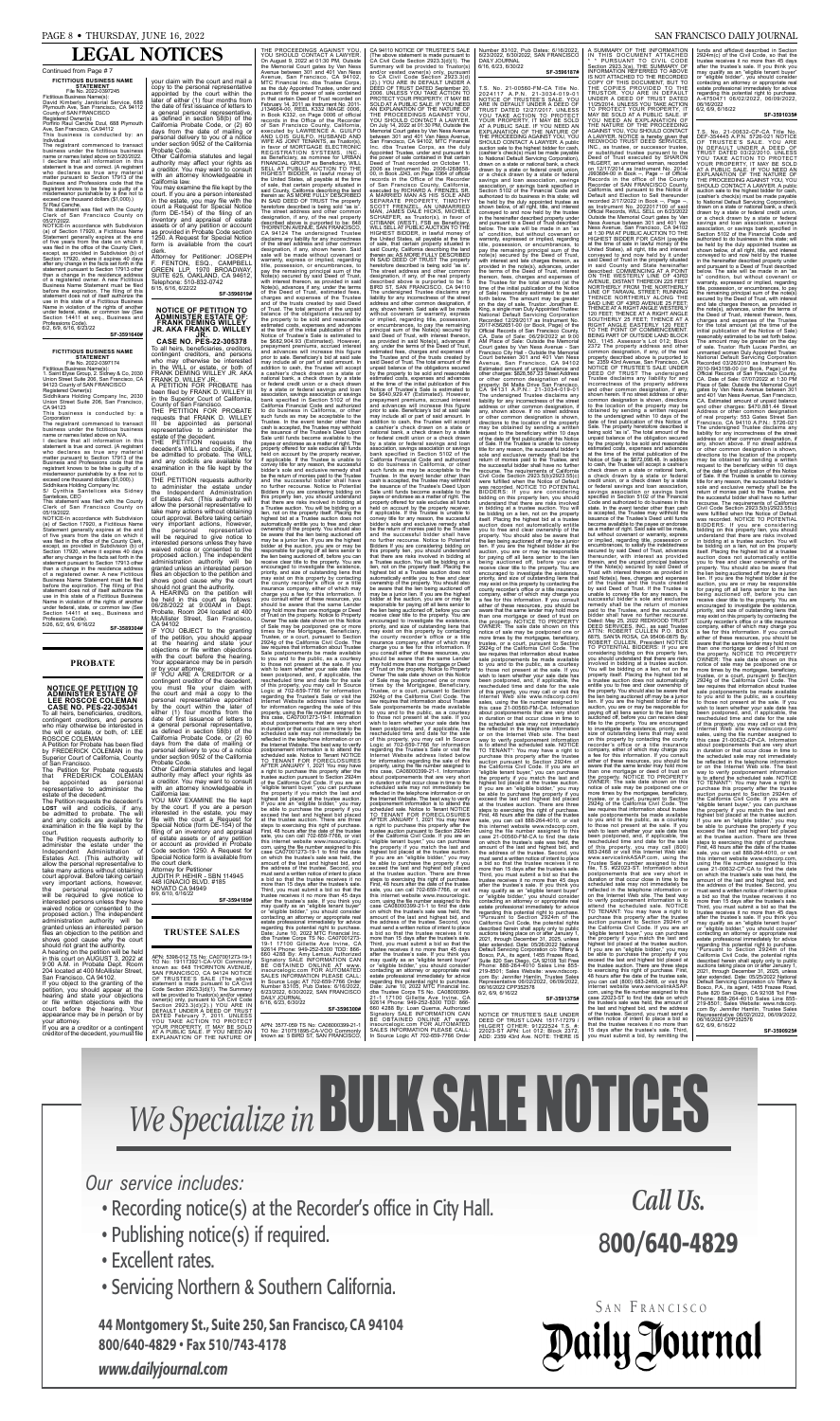# LEGAL NOTICES

Continued from Page # 7

**FICTITIOUS BUSINESS NAME STATEMENT**
File No. 2022-0397245

Fictitious Business Name(s):
David Kimberly Janitorial Service, 688 Plymouth Ave, San Francisco, CA 94112 County of SAN FRANCISCO
Registered Owner(s):
Porfirio Raul Cancho Diaz, 688 Plymouth Ave, San Francisco, CA 94112
This business is conducted by: an Individual
The registrant commenced to transact business under the fictitious business name or names listed above on 5/20/2022.
I declare that all information in this statement is true and correct. (A registrant who declares as true any material matter pursuant to Section 17913 of the Business and Professions code that the registrant knows to be false is guilty of a misdemeanor punishable by a fine not to exceed one thousand dollars ($1,000).)
S/ Raul Cancho
This statement was filed with the County Clerk of San Francisco County on 05/27/2022.
NOTICE-In accordance with Subdivision (a) of Section 17920, a Fictitious Name Statement generally expires at the end of five years from the date on which it was filed in the office of the County Clerk, except, as provided in Subdivision (b) of Section 17920, where it expires 40 days after any change in the facts set forth in the statement pursuant to Section 17913 other than a change in the residence address of a registered owner. A new Fictitious Business Name Statement must be filed before the expiration. The filing of this statement does not of itself authorize the use in this state of a Fictitious Business Name in violation of the rights of another under federal, state, or common law (See Section 14411 et seq., Business and Professions Code).
6/2, 6/9, 6/16, 6/23/22
**SF-3591640#**

**FICTITIOUS BUSINESS NAME STATEMENT**
File No. 2022-0397174

Fictitious Business Name(s):
1. Saint Elyse Group, 2. Sidney & Co, 2030 Union Street Suite 206, San Francisco, CA 94123 County of SAN FRANCISCO
Registered Owner(s):
Siddhartha Holding Company Inc, 2030 Union Street Suite 206, San Francisco, CA 94123
This business is conducted by: a Corporation
The registrant commenced to transact business under the fictitious business name or names listed above on N/A.
I declare that all information in this statement is true and correct. (A registrant who declares as true any material matter pursuant to Section 17913 of the Business and Professions code that the registrant knows to be false is guilty of a misdemeanor punishable by a fine not to exceed one thousand dollars ($1,000).)
Siddhartha Holding Company Inc
S/ Cynthia Sandler, les Sidney Sambalino, CEO
This statement was filed with the County Clerk of San Francisco County on 05/19/2022.
NOTICE-In accordance with Subdivision (a) of Section 17920, a Fictitious Name Statement generally expires at the end of five years from the date on which it was filed in the office of the County Clerk, except, as provided in Subdivision (b) of Section 17920, where it expires 40 days after any change in the facts set forth in the statement pursuant to Section 17913 other than a change in the residence address of a registered owner. A new Fictitious Business Name Statement must be filed before the expiration. The filing of this statement does not of itself authorize the use in this state of a Fictitious Business Name in violation of the rights of another under federal, state, or common law (See Section 14411 et seq., Business and Professions Code).
5/26, 6/2, 6/9, 6/16/22
**SF-3589304#**

## PROBATE

**NOTICE OF PETITION TO ADMINISTER ESTATE OF LEE ROSCOE COLEMAN CASE NO. PES-22-305341**

To all heirs, beneficiaries, creditors, contingent creditors, and persons who may otherwise be interested in the will or estate, or both, of: LEE ROSCOE COLEMAN
A Petition for Probate has been filed by FREDERICK COLEMAN in the Superior Court of California, County of San Francisco.
The Petition for Probate requests that FREDERICK COLEMAN be appointed as personal representative to administer the estate of the decedent.
The Petition requests the decedent's LOST will and codicils, if any, be admitted to probate. The will and any codicils are available for examination in the file kept by the court.
The petition requests authority to administer the estate under the Independent Administration of Estates Act. (This authority will allow the personal representative to take many actions without obtaining court approval. Before taking certain very important actions, however, the personal representative will be required to give notice to interested persons unless they have waived notice or consented to the proposed action.) The independent administration authority will be granted unless an interested person files an objection to the petition and shows good cause why the court should not grant the authority.
A hearing on the petition will be held in this court on AUGUST 3, 2022 at 9:00 A.M. in Probate Dept. Room 204 located at 400 McAllister Street, San Francisco, CA 94102.
If you object to the granting of the petition, you should appear at the hearing and state your objections or file written objections with the court before the hearing. Your appearance may be in person or by your attorney.
If you are a creditor or a contingent creditor of the decedent, you must file your claim with the court and mail a copy to the personal representative appointed by the court within the later of either (1) four months from the date of first issuance of letters to a general personal representative, as defined in section 58(b) of the California Probate Code, or (2) 60 days from the date of mailing or personal delivery to you of a notice under section 9052 of the California Probate Code.
Other California statutes and legal authority may affect your rights as a creditor. You may want to consult with an attorney knowledgeable in California law.
You may examine the file kept by the court. If you are a person interested in the estate, you may file with the court a Request for Special Notice (form DE-154) of the filing of an inventory and appraisal of estate assets or of any petition or account as provided in Probate Code section 1250. A Request for Special Notice form is available from the court clerk.
Attorney for Petitioner: JOSEPH F. FENTON, ESQ., CAMPBELL GREEN LLP, 1970 BROADWAY, SUITE 625, OAKLAND, CA 94612, Telephone: 510-832-0742
6/15, 6/16, 6/22/22
**SF-3590519#**

**NOTICE OF PETITION TO ADMINISTER ESTATE OF: FRANK DEMING WILLEY JR. AKA FRANK D. WILLEY JR. CASE NO. PES-22-305378**

To all heirs, beneficiaries, creditors, contingent creditors, and persons who may otherwise be interested in the WILL or estate, or both of FRANK DEMING WILLEY JR. AKA FRANK D. WILLEY JR.
A PETITION FOR PROBATE has been filed by FRANK D. WILLEY III in the Superior Court of California, County of San Francisco.
THE PETITION FOR PROBATE requests that FRANK D. WILLEY III be appointed as personal representative to administer the estate of the decedent.
THE PETITION requests the decedent's WILL and codicils, if any, be admitted to probate. The WILL and any codicils are available for examination in the file kept by the court.
THE PETITION requests authority to administer the estate under the Independent Administration of Estates Act. (This authority will allow the personal representative to take many actions without obtaining court approval. Before taking certain very important actions, however, the personal representative will be required to give notice to interested persons unless they have waived notice or consented to the proposed action.) The independent administration authority will be granted unless an interested person files an objection to the petition and shows good cause why the court should not grant the authority.
A HEARING on the petition will be held in this court as follows: 08/26/2022 at 9:00AM in Dept. Probate, Room 204 located at 400 McAllister Street, San Francisco, CA 94102
IF YOU OBJECT to the granting of the petition, you should appear at the hearing and state your objections or file written objections with the court before the hearing. Your appearance may be in person or by your attorney.
IF YOU ARE A CREDITOR or a contingent creditor of the decedent, you must file your claim with the court and mail a copy to the personal representative appointed by the court within the later of either (1) four months from the date of first issuance of letters to a general personal representative, as defined in section 58(b) of the California Probate Code, or (2) 60 days from the date of mailing or personal delivery to you of a notice under section 9052 of the California Probate Code.
Other California statutes and legal authority may affect your rights as a creditor. You may want to consult with an attorney knowledgeable in California law.
YOU MAY EXAMINE the file kept by the court. If you are a person interested in the estate, you may file with the court a Request for Special Notice (form DE-154) of the filing of an inventory and appraisal of estate assets or of any petition or account as provided in Probate Code section 1250. A Request for Special Notice form is available from the court clerk.
Attorney for Petitioner
JUDITH P. HEHIR - SBN 114945
448 IGNACIO BLVD. #185
NOVATO CA 94949
6/9, 6/10, 6/16/22
**SF-3589189#**

## TRUSTEE SALES

APN: 3506-012 TS No: CA07000273-19-1 TO No: 191173021-CA-VOI Commonly known as: 448 THORNTON AVENUE, SAN FRANCISCO, CA 94124 NOTICE OF TRUSTEE'S SALE (The above statement is made pursuant to CA Civil Code Section 2923.3(d)(1). The Summary will be provided to Trustor(s) and/or vested owner(s) only, pursuant to CA Civil Code Section 2923.3(c)(1).) YOU ARE IN DEFAULT UNDER A DEED OF TRUST DATED February 7, 2011. UNLESS YOU TAKE ACTION TO PROTECT YOUR PROPERTY, IT MAY BE SOLD AT A PUBLIC SALE. IF YOU NEED AN EXPLANATION OF THE NATURE OF THE PROCEEDINGS AGAINST YOU, YOU SHOULD CONTACT A LAWYER. On August 9, 2022 at 01:30 PM, Outside the Memorial Court gates by Van Ness Avenue between 301 and 401 Van Ness Avenue, San Francisco, CA 94102, MTC Financial Inc. dba Trustee Corps, as the duly Appointed Trustee, under and pursuant to the power of sale contained in that certain Deed of Trust recorded on February 14, 2011 as Instrument No. 2011-J134664-00, REEL K332 IMAGE 0006, in Book K332, on Page 0006 of official records in the Office of the Recorder of San Francisco County, California, executed by HUMBERTO L. GRIJALVA AND LOIS GUILDO, HUSBAND AND WIFE AS JOINT TENANTS, as Trustor(s), in favor of MORTGAGE ELECTRONIC REGISTRATION SYSTEMS, INC. as nominee for AMERICAN FINANCIAL GROUP as Beneficiary, WILL SELL AT PUBLIC AUCTION TO THE HIGHEST BIDDER, in lawful money of the United States, all payable at the time of sale, that certain property situated in said County, California describing the land therein as: AS MORE FULLY DESCRIBED IN SAID DEED OF TRUST The property heretofore described is being sold "as is". The street address and other common designation, if any, of the real property described above is purported to be: 448 THORNTON AVENUE, SAN FRANCISCO, CA 94124 The undersigned Trustee disclaims any liability for any incorrectness of the street address and other common designation, if any, shown herein. Said sale will be made without covenant or warranty, express or implied, regarding title, possession, or encumbrances, to pay the remaining principal sum of the Note(s) secured by said Deed of Trust, with interest thereon, as provided in said Note(s), advances if any, under the terms of the Deed of Trust, estimated fees, charges and expenses of the Trustee and of the trusts created by said Deed of Trust. The total amount of the unpaid balance of the obligations secured by the property to be sold and reasonable estimated costs, expenses and advances at the time of the initial publication of this Notice of Trustee's Sale is estimated to be $662,904.93 (Estimated). However, prepayment premiums, accrued interest and advances will increase this figure prior to sale. Beneficiary's bid at said sale may include all or part of said amount. In addition to cash, the Trustee will accept a cashier's check drawn on a state or national bank, a check drawn by a state or federal credit union or a check drawn by a state or federal savings and loan association, savings association or savings bank specified in Section 5102 of the California Financial Code and authorized to do business in California, or other such funds as may be acceptable to the Trustee. In the event tender other than cash is accepted, the Trustee may withhold the issuance of the Trustee's Deed Upon Sale until funds become available to the payee or endorsee as a matter of right. The property offered for sale excludes all funds held on account by the property receiver, if applicable. If the Trustee is unable to convey title for any reason, the successful bidder's sole and exclusive remedy shall be the return of monies paid to the Trustee and the successful bidder shall have no further recourse. Notice to Potential Bidders If you are considering bidding on this property lien, you should understand that there are risks involved in bidding at a Trustee auction. You will be bidding on a lien, not on the property itself. Placing the highest bid at a Trustee auction does not automatically entitle you to free and clear ownership of the property. You should also be aware that the lien being auctioned off may be a junior lien. If you are the highest bidder at the auction, you are or may be responsible for paying off all liens senior to the lien being auctioned off, before you can receive clear title to the property. You are encouraged to investigate the existence, priority, and size of outstanding liens that may exist on this property by contacting the county recorder's office or a title insurance company, either of which may charge you a fee for this information. If you consult either of these resources, you should be aware that the same Lender may hold more than one mortgage or Deed of Trust on the property. Notice to Property Owner The sale date shown on this Notice of Sale may be postponed one or more times by the Mortgagee, Beneficiary, Trustee, or a court, pursuant to Section 2924g of the California Civil Code. The law requires that information about Trustee Sale postponements be made available to you and to the public, as a courtesy to those not present at the sale. If you wish to learn whether your sale date has been postponed, and, if applicable, the rescheduled time and date for the sale of this property, you may call In Source Logic at 702-659-7766 for information regarding the Trustee's Sale or visit the Internet Web site address listed below for information regarding the sale of this property, using the file number assigned to this case, CA07000273-19-1. Information about postponements that are very short in duration or that occur close in time to the scheduled sale may not immediately be reflected in the telephone information or on the Internet Web site. The best way to verify postponement information is to attend the scheduled sale. Notice to Tenant NOTICE TO TENANT FOR FORECLOSURES AFTER JANUARY 1, 2021 You may have a right to purchase this property after the trustee auction pursuant to Section 2924m of the California Civil Code. If you are an "eligible tenant buyer," you can purchase the property if you match the last and highest bid placed at the trustee auction. If you are an "eligible bidder," you may be able to purchase the property if you exceed the last and highest bid placed at the trustee auction. There are three steps to exercising this right of purchase. First, 48 hours after the date of the trustee sale, you can call 702-659-7766, or visit this internet website www.insourcelogic.com, using the file number assigned to this case CA07000273-19-1 to find the date on which the trustee's sale was held, the amount of the last and highest bid, and the address of the trustee. Second, you must send a written notice of intent to place a bid so that the trustee receives it no more than 15 days after the trustee's sale. Third, you must submit a bid so that the trustee receives it no more than 45 days after the trustee's sale. If you think you may qualify as an "eligible tenant buyer" or "eligible bidder," you should consider contacting an attorney or appropriate real estate professional immediately for advice regarding this potential right to purchase. Date: June 10, 2022 MTC Financial Inc. dba Trustee Corps TS No. CA07000273-19-1 17100 Gillette Ave Irvine, CA 92614 Phone: 949-252-8300 TDD: 866-660-4288 By: Amy Lemus, Authorized Signatory SALE INFORMATION CAN BE OBTAINED ONLINE AT www.insourcelogic.com FOR AUTOMATED SALES INFORMATION PLEASE CALL: In Source Logic AT 702-659-7766 Order Number 83105, Pub Dates: 6/16/2022, 6/23/2022, 6/30/2022, SAN FRANCISCO DAILY JOURNAL
6/16, 6/23, 6/30/22
**SF-3592066#**

APN: 3577-059 TS No: CA08000399-21-1 TO No: 210751695-CA-VOO Commonly known as: 5 BIRD ST, SAN FRANCISCO, CA 94110 NOTICE OF TRUSTEE'S SALE (The above statement is made pursuant to CA Civil Code Section 2923.3(d)(1). The Summary will be provided to Trustor(s) and/or vested owner(s) only, pursuant to CA Civil Code Section 2923.3(c)(1).) YOU ARE IN DEFAULT UNDER A DEED OF TRUST DATED September 25, 2006. UNLESS YOU TAKE ACTION TO PROTECT YOUR PROPERTY, IT MAY BE SOLD AT A PUBLIC SALE. IF YOU NEED AN EXPLANATION OF THE NATURE OF THE PROCEEDINGS AGAINST YOU, YOU SHOULD CONTACT A LAWYER. On July 19, 2022 at 01:30 PM, Outside the Memorial Court gates by Van Ness Avenue between 301 and 401 Van Ness Avenue, San Francisco, CA 94102, MTC Financial Inc. dba Trustee Corps, as the duly Appointed Trustee, under and pursuant to the power of sale contained in that certain Deed of Trust recorded on October 11, 2006 as Instrument No. 2006-I258558-00, in Book J263, on Page 0364 of official records in the Office of the Recorder of San Francisco County, California, executed by RICHARD A. FRENZEL SR., A MARRIED MAN AS HIS SOLE AND SEPARATE PROPERTY, TIMOTHY SCOTT FRENZEL, AN UNMARRIED MAN, JAMES DALE HICKS, MICHELE SCHAEFER, as Trustor(s), in favor of CITIBANK (WEST), FSB as Beneficiary, WILL SELL AT PUBLIC AUCTION TO THE HIGHEST BIDDER, in lawful money of the United States, all payable at the time of sale, that certain property situated in said County, California describing the land therein as: AS MORE FULLY DESCRIBED IN SAID DEED OF TRUST The property heretofore described is being sold "as is". The street address and other common designation, if any, of the real property described above is purported to be: 5 BIRD ST, SAN FRANCISCO, CA 94110 The undersigned Trustee disclaims any liability for any incorrectness of the street address and other common designation, if any, shown herein. Said sale will be made without covenant or warranty, express or implied, regarding title, possession, or encumbrances, to pay the remaining principal sum of the Note(s) secured by said Deed of Trust, with interest thereon, as provided in said Note(s), advances if any, under the terms of the Deed of Trust, estimated fees, charges and expenses of the Trustee and of the trusts created by said Deed of Trust. The total amount of the unpaid balance of the obligations secured by the property to be sold and reasonable estimated costs, expenses and advances at the time of the initial publication of this Notice of Trustee's Sale is estimated to be $1,083,229.47 (Estimated). However, prepayment premiums, accrued interest and advances will increase this figure prior to sale. Beneficiary's bid at said sale may include all or part of said amount. In addition to cash, the Trustee will accept a cashier's check drawn on a state or national bank, a check drawn by a state or federal credit union or a check drawn by a state or federal savings and loan association, savings association or savings bank specified in Section 5102 of the California Financial Code and authorized to do business in California, or other such funds as may be acceptable to the Trustee. In the event tender other than cash is accepted, the Trustee may withhold the issuance of the Trustee's Deed Upon Sale until funds become available to the payee or endorsee as a matter of right. The property offered for sale excludes all funds held on account by the property receiver, if applicable. If the Trustee is unable to convey title for any reason, the successful bidder's sole and exclusive remedy shall be the return of monies paid to the Trustee and the successful bidder shall have no further recourse. Notice to Potential Bidders If you are considering bidding on this property lien, you should understand that there are risks involved in bidding at a Trustee auction. You will be bidding on a lien, not on the property itself. Placing the highest bid at a Trustee auction does not automatically entitle you to free and clear ownership of the property. You should also be aware that the lien being auctioned off may be a junior lien. If you are the highest bidder at the auction, you are or may be responsible for paying off all liens senior to the lien being auctioned off, before you can receive clear title to the property. You are encouraged to investigate the existence, priority, and size of outstanding liens that may exist on this property by contacting the county recorder's office or a title insurance company, either of which may charge you a fee for this information. If you consult either of these resources, you should be aware that the same Lender may hold more than one mortgage or Deed of Trust on the property. Notice to Property Owner The sale date shown on this Notice of Sale may be postponed one or more times by the Mortgagee, Beneficiary, Trustee, or a court, pursuant to Section 2924g of the California Civil Code. The law requires that information about Trustee Sale postponements be made available to you and to the public, as a courtesy to those not present at the sale. If you wish to learn whether your sale date has been postponed, and, if applicable, the rescheduled time and date for the sale of this property, you may call In Source Logic at 702-659-7766 for information regarding the Trustee's Sale or visit the Internet Web site address listed below for information regarding the sale of this property, using the file number assigned to this case, CA08000399-21-1. Information about postponements that are very short in duration or that occur close in time to the scheduled sale may not immediately be reflected in the telephone information or on the Internet Web site. The best way to verify postponement information is to attend the scheduled sale. Notice to Tenant NOTICE TO TENANT FOR FORECLOSURES AFTER JANUARY 1, 2021 You may have a right to purchase this property after the trustee auction pursuant to Section 2924m of the California Civil Code. If you are an "eligible tenant buyer," you can purchase the property if you match the last and highest bid placed at the trustee auction. If you are an "eligible bidder," you may be able to purchase the property if you exceed the last and highest bid placed at the trustee auction. There are three steps to exercising this right of purchase. First, 48 hours after the date of the trustee sale, you can call 702-659-7766, or visit this internet website www.insourcelogic.com, using the file number assigned to this case CA08000399-21-1 to find the date on which the trustee's sale was held, the amount of the last and highest bid, and the address of the trustee. Second, you must send a written notice of intent to place a bid so that the trustee receives it no more than 15 days after the trustee's sale. Third, you must submit a bid so that the trustee receives it no more than 45 days after the trustee's sale. If you think you may qualify as an "eligible tenant buyer" or "eligible bidder," you should consider contacting an attorney or appropriate real estate professional immediately for advice regarding this potential right to purchase. Date: June 10, 2022 MTC Financial Inc. dba Trustee Corps TS No. CA08000399-21-1 17100 Gillette Ave Irvine, CA 92614 Phone: 949-252-8300 TDD: 866-660-4288 By: Loan Quema, Authorized Signatory SALE INFORMATION CAN BE OBTAINED ONLINE AT www.insourcelogic.com FOR AUTOMATED SALES INFORMATION PLEASE CALL: In Source Logic AT 702-659-7766 Order Number 83102, Pub Dates: 6/16/2022, 6/23/2022, 6/30/2022, SAN FRANCISCO DAILY JOURNAL
6/16, 6/23, 6/30/22
**SF-3596187#**

T.S. No.: 21-00560-FN-CA Title No.: 2024117 A.P.N.: 21-3034-019-01 NOTICE OF TRUSTEE'S SALE YOU ARE IN DEFAULT UNDER A DEED OF TRUST DATED 12/07/2017. UNLESS YOU TAKE ACTION TO PROTECT YOUR PROPERTY, IT MAY BE SOLD AT A PUBLIC SALE. IF YOU NEED AN EXPLANATION OF THE NATURE OF THE PROCEEDING AGAINST YOU, YOU SHOULD CONTACT A LAWYER. A public auction sale to the highest bidder for cash, (cashier's check(s) must be made payable to National Default Servicing Corporation), drawn on a state or national bank, a check drawn by a state or federal credit union, or a check drawn by a state or federal savings and loan association, savings association, or savings bank specified in Section 5102 of the Financial Code and authorized to do business in this state; will be held by the duly appointed trustee as shown below, of all right, title, and interest conveyed to and now held by the trustee in the hereinafter described property under and pursuant to a Deed of Trust described below. The sale will be made in an "as is" condition, but without covenant or warranty, expressed or implied, regarding title, possession, or encumbrances, to pay the remaining principal sum of the note(s) secured by the Deed of Trust, with interest and late charges thereon, as provided in the note(s), advances, under the terms of the Deed of Trust, interest thereon, fees, charges and expenses of the Trustee for the total amount (at the time of the initial publication of the Notice of Sale) reasonably estimated to be set forth below. The amount may be greater on the day of sale. Trustor: Jonathan E. Ring, a single man Duly Appointed Trustee: National Default Servicing Corporation Recorded 12/29/2017 as Instrument No. 2017-K562651-00 (or Book, Page) of the Official Records of San Francisco County, CA. Date of Sale: 08/29/2022 at 9:00 AM Place of Sale: Outside the Memorial Court gates by Van Ness Avenue - San Francisco City Hall - Outside the Memorial Court gates on Van Ness between 301 and 401 Van Ness Avenue, San Francisco, CA 94102 Estimated amount of unpaid balance and other charges: $626,567.23 Street Address or other common designation of real property: 1250 Sutter Street 3034, San Francisco, CA 94131 A.P.N.: 21-3034-019-01 The undersigned Trustee disclaims any liability for any incorrectness of the street address or other common designation, if any, shown above. If no street address or other common designation is shown, directions to the location of the property may be obtained by sending a written request to the beneficiary within 10 days of the date of first publication of this Notice of Sale. If the Trustee is unable to convey title for any reason, the successful bidder's sole and exclusive remedy shall be the return of monies paid to the Trustee, and the successful bidder shall have no further recourse. The requirements of California Civil Code Section 2923.5(b)/2923.55(c) were fulfilled when the Notice of Default was recorded. NOTICE TO POTENTIAL BIDDERS: If you are considering bidding on this property lien, you should understand that there are risks involved in bidding at a trustee auction. You will be bidding on a lien, not on the property itself. Placing the highest bid at a trustee auction does not automatically entitle you to free and clear ownership of the property. You should also be aware that the lien being auctioned off may be a junior lien. If you are the highest bidder at the auction, you are or may be responsible for paying off all liens senior to the lien being auctioned off, before you can receive clear title to the property. You are encouraged to investigate the existence, priority, and size of outstanding liens that may exist on this property by contacting the county recorder's office or a title insurance company, either of which may charge you a fee for this information. If you consult either of these resources, you should be aware that the same lender may hold more than one mortgage or deed of trust on the property. NOTICE TO PROPERTY OWNER: The sale date shown on this notice of sale may be postponed one or more times by the mortgagee, beneficiary, trustee, or a court, pursuant to Section 2924g of the California Civil Code. The law requires that information about trustee sale postponements be made available to you and to the public, as a courtesy to those not present at the sale. If you wish to learn whether your sale date has been postponed, and, if applicable, the rescheduled time and date for the sale of this property, you may call 1-800-280-2832 or visit this Internet Web site www.ndscorp.com/sales, using the file number assigned to this case 21-00560-FN-CA. Information about postponements that are very short in duration or that occur close in time to the scheduled sale may not immediately be reflected in the telephone information or on the Internet Web site. The best way to verify postponement information is to attend the scheduled sale. NOTICE TO TENANT: You may have a right to purchase this property after the trustee auction pursuant to Section 2924m of the California Civil Code. If you are an "eligible tenant buyer," you can purchase the property if you match the last and highest bid placed at the trustee auction. If you are an "eligible bidder," you may be able to purchase the property if you exceed the last and highest bid placed at the trustee auction. There are three steps to exercising this right of purchase. First, 48 hours after the date of the trustee sale, you can call 888-264-4010, or visit this internet website www.ndscorp.com, using the file number assigned to this case 21-00560-FN-CA to find the date on which the trustee's sale was held, the amount of the last and highest bid, and the address of the trustee. Second, you must send a written notice of intent to place a bid so that the trustee receives it no more than 15 days after the trustee's sale. Third, you must submit a bid so that the trustee receives it no more than 45 days after the trustee's sale. If you think you may qualify as an "eligible tenant buyer" or "eligible bidder," you should consider contacting an attorney or appropriate real estate professional immediately for advice regarding this potential right to purchase. Date: 06/02/2022 National Default Servicing Corporation c/o Tiffany & Bosco, P.A., its agent, 1455 Frazee Road, Suite 820 San Diego, CA 92108 Toll Free Phone: 888-264-4010 Sales Line 855-219-8501; Sales Website: www.ndscorp.com By: Jennifer Hamlin, Trustee Sales Representative 06/02/2022, 06/09/2022, 06/16/2022
6/2, 6/9, 6/16/22
**SF-3591375#**

NOTICE OF TRUSTEE'S SALE UNDER DEED OF TRUST LOAN: 1517-17279 HILGERT OTHER: 61223524 T.S. #: 22033-KT APN: Lot 012; Block 2372, ADD: 2359 43rd Ave. NOTE: THERE IS A SUMMARY OF THE INFORMATION IN THIS DOCUMENT ATTACHED YOU ARE IN DEFAULT UNDER A DEED OF TRUST DATED 11/25/2014. UNLESS YOU TAKE ACTION TO PROTECT YOUR PROPERTY, IT MAY BE SOLD AT A PUBLIC SALE. IF YOU NEED AN EXPLANATION OF THE NATURE OF THE PROCEEDINGS AGAINST YOU, YOU SHOULD CONTACT A LAWYER. NOTICE is hereby given that REDWOOD TRUST DEED SERVICES, INC., as trustee, or successor trustee, or substituted trustee pursuant to the Deed of Trust executed by PETER HILGERT, an unmarried woman, recorded on 12/17/2014 as Instrument No. 2014-J990694-00 in Book --, Page -- of Official Records in the office of the County Recorder of San Francisco County, California, and pursuant to the Notice of Default and Election to Sell thereunder recorded 2/17/2022 in Book -- Page -- as Instrument No. 2022017100 of said Official Records, WILL SELL on 6/23/2022 Outside the Memorial Court gates by Van Ness Avenue between 301 and 401 Van Ness Avenue, San Francisco, CA 94102 at 3:00 PM AT PUBLIC AUCTION TO THE HIGHEST BIDDER FOR CASH (payable at the time of sale in lawful money of the United States), all right, title and interest conveyed to and now held by it under said Deed of Trust in the property situated in said County and State described: COMMENCING AT A POINT ON THE WESTERLY LINE OF 43RD AVENUE, DISTANT THEREON 225 FEET NORTHERLY FROM THE NORTHERLY LINE OF TARAVAL STREET; RUNNING THENCE NORTHERLY ALONG THE SAID LINE OF 43RD AVENUE 25 FEET; THENCE AT A RIGHT ANGLE WESTERLY 120 FEET; THENCE AT A RIGHT ANGLE SOUTHERLY 25 FEET; THENCE AT A RIGHT ANGLE EASTERLY 120 FEET TO THE POINT OF COMMENCEMENT. BEING PART OF OUTSIDE LAND BLOCK NO. 1145. Assessor's Lot 012, Block 2372 The property address and other common designation, if any, of the real property described above is purported to be: 2359 43rd Avenue, San Francisco, CA. The undersigned Trustee disclaims any liability for any incorrectness of the property address and other common designation, if any, shown herein. Said sale will be made, but without covenant or warranty, express or implied, regarding title, possession, condition or encumbrances, including fees, charges and expenses of the Trustee and of the trusts created by said Deed of Trust, to pay the remaining principal sums of the note(s) secured by said Deed of Trust. The total amount of the unpaid balance of the obligation secured by the property to be sold and reasonable estimated costs, expenses and advances at the time of the initial publication of the Notice of Sale is $672,065.48. In addition to cash, the Trustee will accept a cashier's check drawn on a state or national bank, a check drawn by a state or federal credit union, or a check drawn by a state or federal savings and loan association, savings association or savings bank specified in Section 5102 of the Financial Code and authorized to do business in this state. In the event tender other than cash is accepted, the Trustee may withhold the issuance of the Trustee's Deed Until funds become available to the payee or endorsee as a matter of right. Dated: May 24, 2022 REDWOOD TRUST DEED SERVICES, INC., as said Trustee ATTN: ROBERT CULLEN P.O. BOX 6875, SANTA ROSA, CA 95406-6875 By: ROBERT CULLEN, President NOTICE TO POTENTIAL BIDDERS: If you are considering bidding on this property lien, you should understand that there are risks involved in bidding at a trustee auction. You will be bidding on a lien, not on the property itself. Placing the highest bid at a trustee auction does not automatically entitle you to free and clear ownership of the property. You should also be aware that the lien being auctioned off may be a junior lien. If you are the highest bidder at the auction, you are or may be responsible for paying off all liens senior to the lien being auctioned off, before you can receive clear title to the property. You are encouraged to investigate the existence, priority, and size of outstanding liens that may exist on this property by contacting the county recorder's office or a title insurance company, either of which may charge you a fee for this information. If you consult either of these resources, you should be aware that the same lender may hold more than one mortgage or deed of trust on the property. NOTICE TO PROPERTY OWNER: The sale date shown on this notice of sale may be postponed one or more times by the mortgagee, beneficiary, trustee, or a court, pursuant to Section 2924g of the California Civil Code. The law requires that information about trustee sale postponements be made available to you and to the public, as a courtesy to those not present at the sale. If you wish to learn whether your sale date has been postponed, and, if applicable, the rescheduled time and date for the sale of this property, you may call or visit the Internet Web site, using the file number assigned to this case. Information about postponements that are very short in duration or that occur close in time to the scheduled sale may not immediately be reflected in the telephone information or on the Internet Web site. The best way to verify postponement information is to attend the scheduled sale. NOTICE TO TENANT: You may have a right to purchase this property after the trustee auction pursuant to Section 2924m of the California Civil Code. If you are an "eligible tenant buyer," you can purchase the property if you match the last and highest bid placed at the trustee auction. If you are an "eligible bidder," you may be able to purchase the property if you exceed the last and highest bid placed at the trustee auction. There are three steps to exercising this right of purchase. First, 48 hours after the date of the trustee sale, you can call, or visit this internet website, using the file number assigned to this case to find the date on which the trustee's sale was held, the amount of the last and highest bid, and the address of the trustee. Second, you must send a written notice of intent to place a bid so that the trustee receives it no more than 15 days after the trustee's sale. Third, you must submit a bid, by remitting the funds and affidavit described in Section 2924m(c) of the Civil Code, so that the trustee receives it no more than 45 days after the trustee's sale. If you think you may qualify as an "eligible tenant buyer" or "eligible bidder," you should consider contacting an attorney or appropriate real estate professional immediately for advice regarding this potential right to purchase. 06/02/2022, 06/09/2022, 06/16/2022
6/2, 6/9, 6/16/22
**SF-3591039#**

T.S. No.: 21-00632-CP-CA Title No.: DEF-354448 A.P.N.: 5726-021 NOTICE OF TRUSTEE'S SALE YOU ARE IN DEFAULT UNDER A DEED OF TRUST DATED 03/22/2010. UNLESS YOU TAKE ACTION TO PROTECT YOUR PROPERTY, IT MAY BE SOLD AT A PUBLIC SALE. IF YOU NEED AN EXPLANATION OF THE NATURE OF THE PROCEEDING AGAINST YOU, YOU SHOULD CONTACT A LAWYER. A public auction sale to the highest bidder for cash, (cashier's check(s) must be made payable to National Default Servicing Corporation), drawn on a state or national bank, a check drawn by a state or federal credit union, or a check drawn by a state or federal savings and loan association, savings association, or savings bank specified in Section 5102 of the Financial Code and authorized to do business in this state; will be held by the duly appointed trustee as shown below, of all right, title, and interest conveyed to and now held by the trustee in the hereinafter described property under and pursuant to a Deed of Trust described below. The sale will be made in an "as is" condition, but without covenant or warranty, expressed or implied, regarding title, possession, or encumbrances, to pay the remaining principal sum of the note(s) secured by the Deed of Trust, with interest and late charges thereon, as provided in the note(s), advances, under the terms of the Deed of Trust, interest thereon, fees, charges and expenses of the Trustee for the total amount (at the time of the initial publication of the Notice of Sale) reasonably estimated to be set forth below. The amount may be greater on the day of sale. Trustor: Ruth Lucas Frantini, an unmarried woman Duly Appointed Trustee: National Default Servicing Corporation Recorded 03/26/2010 as Instrument No. 2010-I943158-00 (or Book, Page) of the Official Records of San Francisco County, CA. Date of Sale: 07/07/2022 at 1:30 PM Place of Sale: Outside the Memorial Court gates by Van Ness Avenue between 301 and 401 Van Ness Avenue, San Francisco, CA. Estimated amount of unpaid balance and other charges: $470,081.44 Street Address or other common designation of real property: 355 Gates Street San Francisco, CA 94110 A.P.N.: 5726-021 The undersigned Trustee disclaims any liability for any incorrectness of the street address or other common designation, if any, shown above. If no street address or other common designation is shown, directions to the location of the property may be obtained by sending a written request to the beneficiary within 10 days of the date of first publication of this Notice of Sale. If the Trustee is unable to convey title for any reason, the successful bidder's sole and exclusive remedy shall be the return of monies paid to the Trustee, and the successful bidder shall have no further recourse. The requirements of California Civil Code Section 2923.5(b)/2923.55(c) were fulfilled when the Notice of Default was recorded. NOTICE TO POTENTIAL BIDDERS: If you are considering bidding on this property lien, you should understand that there are risks involved in bidding at a trustee auction. You will be bidding on a lien, not on the property itself. Placing the highest bid at a trustee auction does not automatically entitle you to free and clear ownership of the property. You should also be aware that the lien being auctioned off may be a junior lien. If you are the highest bidder at the auction, you are or may be responsible for paying off all liens senior to the lien being auctioned off, before you can receive clear title to the property. You are encouraged to investigate the existence, priority, and size of outstanding liens that may exist on this property by contacting the county recorder's office or a title insurance company, either of which may charge you a fee for this information. If you consult either of these resources, you should be aware that the same lender may hold more than one mortgage or deed of trust on the property. NOTICE TO PROPERTY OWNER: The sale date shown on this notice of sale may be postponed one or more times by the mortgagee, beneficiary, trustee, or a court, pursuant to Section 2924g of the California Civil Code. The law requires that information about trustee sale postponements be made available to you and to the public, as a courtesy to those not present at the sale. If you wish to learn whether your sale date has been postponed, and, if applicable, the rescheduled time and date for the sale of this property, you may call 1-800-280-2832 or visit this Internet Web site www.ndscorp.com/sales, using the file number assigned to this case 21-00632-CP-CA. Information about postponements that are very short in duration or that occur close in time to the scheduled sale may not immediately be reflected in the telephone information or on the Internet Web site. The best way to verify postponement information is to attend the scheduled sale. NOTICE TO TENANT: You may have a right to purchase this property after the trustee auction pursuant to Section 2924m of the California Civil Code. If you are an "eligible tenant buyer," you can purchase the property if you match the last and highest bid placed at the trustee auction. If you are an "eligible bidder," you may be able to purchase the property if you exceed the last and highest bid placed at the trustee auction. There are three steps to exercising this right of purchase. First, 48 hours after the date of the trustee sale, you can call 888-264-4010, or visit this internet website www.ndscorp.com, using the file number assigned to this case 21-00632-CP-CA to find the date on which the trustee's sale was held, the amount of the last and highest bid, and the address of the trustee. Second, you must send a written notice of intent to place a bid so that the trustee receives it no more than 15 days after the trustee's sale. Third, you must submit a bid so that the trustee receives it no more than 45 days after the trustee's sale. If you think you may qualify as an "eligible tenant buyer" or "eligible bidder," you should consider contacting an attorney or appropriate real estate professional immediately for advice regarding this potential right to purchase. Date: 05/26/2022 National Default Servicing Corporation c/o Tiffany & Bosco, P.A., its agent, 1455 Frazee Road, Suite 820 San Diego, CA 92108 Toll Free Phone: 888-264-4010 Sales Line 855-219-8501; Sales Website: www.ndscorp.com By: Jennifer Hamlin, Trustee Sales Representative 06/02/2022, 06/09/2022, 06/16/2022
6/2, 6/9, 6/16/22
**SF-3590929#**

---

*We Specialize in* **BULK SALE NOTICES**

*Our service includes:*
- Recording notice(s) at the Recorder's office in City Hall.
- Publishing notice(s) if required.
- Excellent rates.
- Servicing Northern & Southern California.

*Call Us.*
**800/640-4829**

SAN FRANCISCO
**Daily Journal**

44 Montgomery St., Suite 250, San Francisco, CA 94104
800/640-4829 • Fax 510/743-4178
www.dailyjournal.com